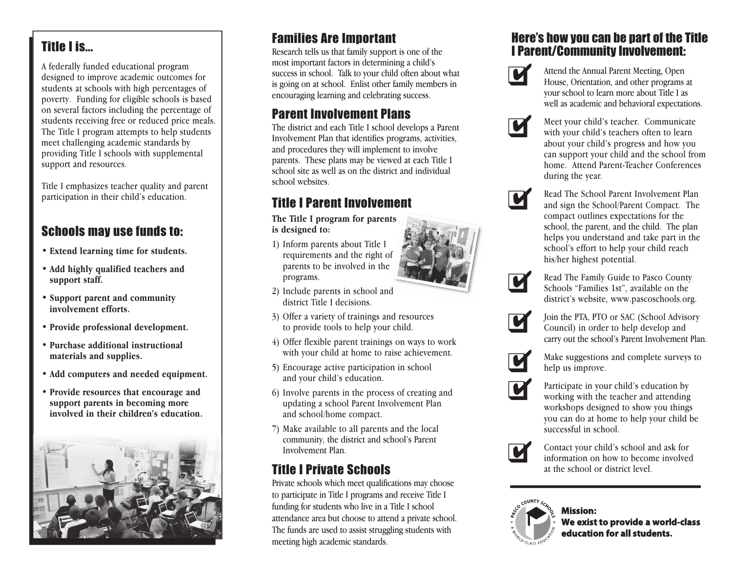## Title I is...

A federally funded educational program designed to improve academic outcomes for students at schools with high percentages of poverty. Funding for eligible schools is based on several factors including the percentage of students receiving free or reduced price meals. The Title I program attempts to help students meet challenging academic standards by providing Title I schools with supplemental support and resources.

Title I emphasizes teacher quality and parent participation in their child's education.

## Schools may use funds to:

- **Extend learning time for students.**
- **Add highly qualified teachers and support staff.**
- **Support parent and community involvement efforts.**
- **Provide professional development.**
- **Purchase additional instructional materials and supplies.**
- **Add computers and needed equipment.**
- **Provide resources that encourage and support parents in becoming more involved in their children's education.**

## Families Are Important

Research tells us that family support is one of the most important factors in determining a child's success in school. Talk to your child often about what is going on at school. Enlist other family members in encouraging learning and celebrating success.

## Parent Involvement Plans

The district and each Title I school develops a Parent Involvement Plan that identifies programs, activities, and procedures they will implement to involve parents. These plans may be viewed at each Title I school site as well as on the district and individual school websites.

## Title I Parent Involvement

**The Title I program for parents is designed to:**

1) Inform parents about Title I requirements and the right of parents to be involved in the programs.
2) Include parents in school and district Title I decisions.
3) Offer a variety of trainings and resources to provide tools to help your child.
4) Offer flexible parent trainings on ways to work with your child at home to raise achievement.
5) Encourage active participation in school and your child's education.
6) Involve parents in the process of creating and updating a school Parent Involvement Plan and school/home compact.
7) Make available to all parents and the local community, the district and school's Parent Involvement Plan.

## Title I Private Schools

Private schools which meet qualifications may choose to participate in Title I programs and receive Title I funding for students who live in a Title I school attendance area but choose to attend a private school. The funds are used to assist struggling students with meeting high academic standards.

## Here's how you can be part of the Title I Parent/Community Involvement:

- Attend the Annual Parent Meeting, Open House, Orientation, and other programs at your school to learn more about Title I as well as academic and behavioral expectations.
- Meet your child's teacher. Communicate with your child's teachers often to learn about your child's progress and how you can support your child and the school from home. Attend Parent-Teacher Conferences during the year.
- Read The School Parent Involvement Plan and sign the School/Parent Compact. The compact outlines expectations for the school, the parent, and the child. The plan helps you understand and take part in the school's effort to help your child reach his/her highest potential.
- Read The Family Guide to Pasco County Schools "Families 1st", available on the district's website, www.pascoschools.org.
- Join the PTA, PTO or SAC (School Advisory Council) in order to help develop and carry out the school's Parent Involvement Plan.
- Make suggestions and complete surveys to help us improve.
- Participate in your child's education by working with the teacher and attending workshops designed to show you things you can do at home to help your child be successful in school.
- Contact your child's school and ask for information on how to become involved at the school or district level.

PASCO COUNTY SCHOOLS · A WORLD-CLASS EDUCATION

**Mission:**
**We exist to provide a world-class education for all students.**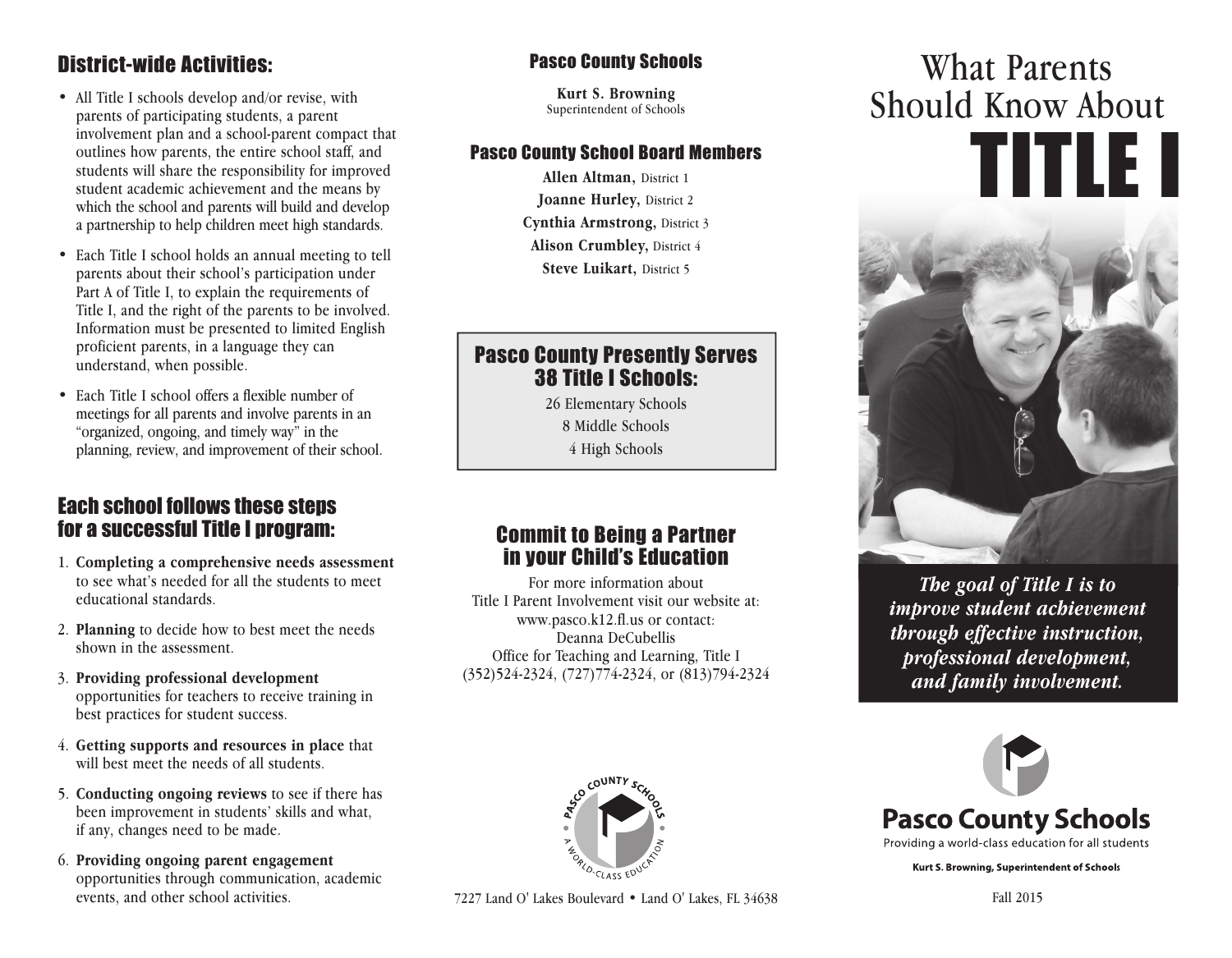## District-wide Activities:

- All Title I schools develop and/or revise, with parents of participating students, a parent involvement plan and a school-parent compact that outlines how parents, the entire school staff, and students will share the responsibility for improved student academic achievement and the means by which the school and parents will build and develop a partnership to help children meet high standards.
- Each Title I school holds an annual meeting to tell parents about their school's participation under Part A of Title I, to explain the requirements of Title I, and the right of the parents to be involved. Information must be presented to limited English proficient parents, in a language they can understand, when possible.
- Each Title I school offers a flexible number of meetings for all parents and involve parents in an "organized, ongoing, and timely way" in the planning, review, and improvement of their school.

## Each school follows these steps for a successful Title I program:

1. **Completing a comprehensive needs assessment** to see what's needed for all the students to meet educational standards.
2. **Planning** to decide how to best meet the needs shown in the assessment.
3. **Providing professional development** opportunities for teachers to receive training in best practices for student success.
4. **Getting supports and resources in place** that will best meet the needs of all students.
5. **Conducting ongoing reviews** to see if there has been improvement in students' skills and what, if any, changes need to be made.
6. **Providing ongoing parent engagement** opportunities through communication, academic events, and other school activities.

## Pasco County Schools

**Kurt S. Browning**
Superintendent of Schools

## Pasco County School Board Members

**Allen Altman,** District 1
**Joanne Hurley,** District 2
**Cynthia Armstrong,** District 3
**Alison Crumbley,** District 4
**Steve Luikart,** District 5

## Pasco County Presently Serves 38 Title I Schools:

26 Elementary Schools
8 Middle Schools
4 High Schools

## Commit to Being a Partner in your Child's Education

For more information about Title I Parent Involvement visit our website at: www.pasco.k12.fl.us or contact:
Deanna DeCubellis
Office for Teaching and Learning, Title I
(352)524-2324, (727)774-2324, or (813)794-2324

PASCO COUNTY SCHOOLS • A WORLD-CLASS EDUCATION

7227 Land O' Lakes Boulevard • Land O' Lakes, FL 34638

# What Parents Should Know About TITLE I

***The goal of Title I is to improve student achievement through effective instruction, professional development, and family involvement.***

**Pasco County Schools**
Providing a world-class education for all students

**Kurt S. Browning, Superintendent of Schools**

Fall 2015